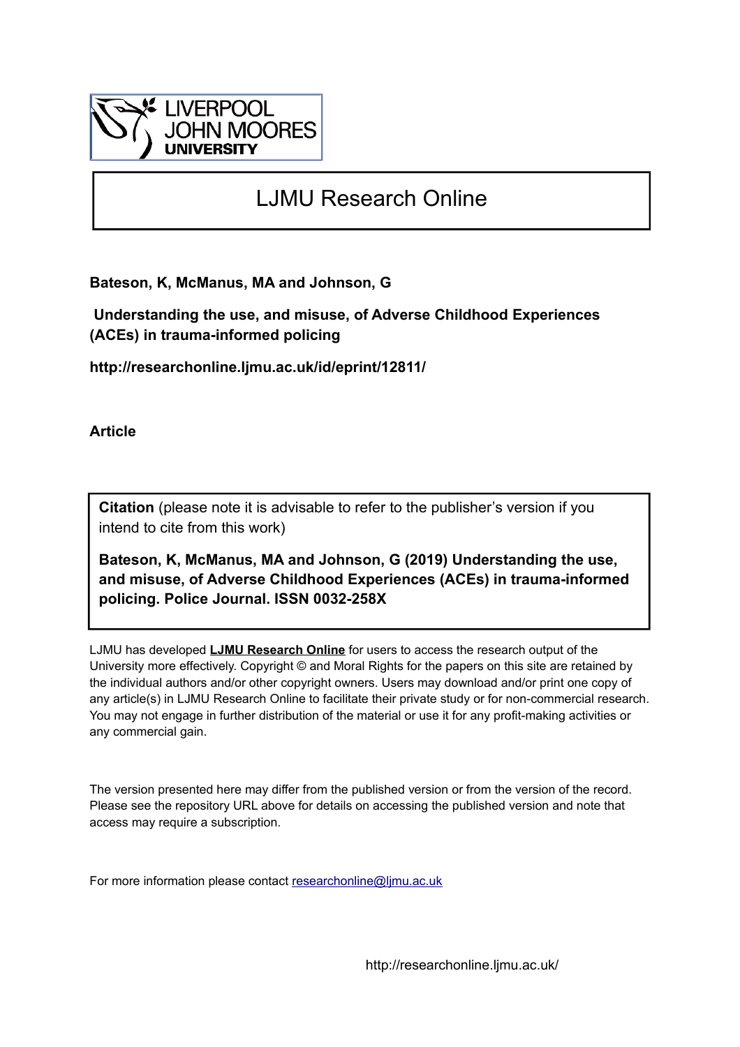LIVERPOOL JOHN MOORES UNIVERSITY

# LJMU Research Online

**Bateson, K, McManus, MA and Johnson, G**

**Understanding the use, and misuse, of Adverse Childhood Experiences (ACEs) in trauma-informed policing**

**http://researchonline.ljmu.ac.uk/id/eprint/12811/**

**Article**

**Citation** (please note it is advisable to refer to the publisher's version if you intend to cite from this work)

**Bateson, K, McManus, MA and Johnson, G (2019) Understanding the use, and misuse, of Adverse Childhood Experiences (ACEs) in trauma-informed policing. Police Journal. ISSN 0032-258X**

LJMU has developed **LJMU Research Online** for users to access the research output of the University more effectively. Copyright © and Moral Rights for the papers on this site are retained by the individual authors and/or other copyright owners. Users may download and/or print one copy of any article(s) in LJMU Research Online to facilitate their private study or for non-commercial research. You may not engage in further distribution of the material or use it for any profit-making activities or any commercial gain.

The version presented here may differ from the published version or from the version of the record. Please see the repository URL above for details on accessing the published version and note that access may require a subscription.

For more information please contact researchonline@ljmu.ac.uk

http://researchonline.ljmu.ac.uk/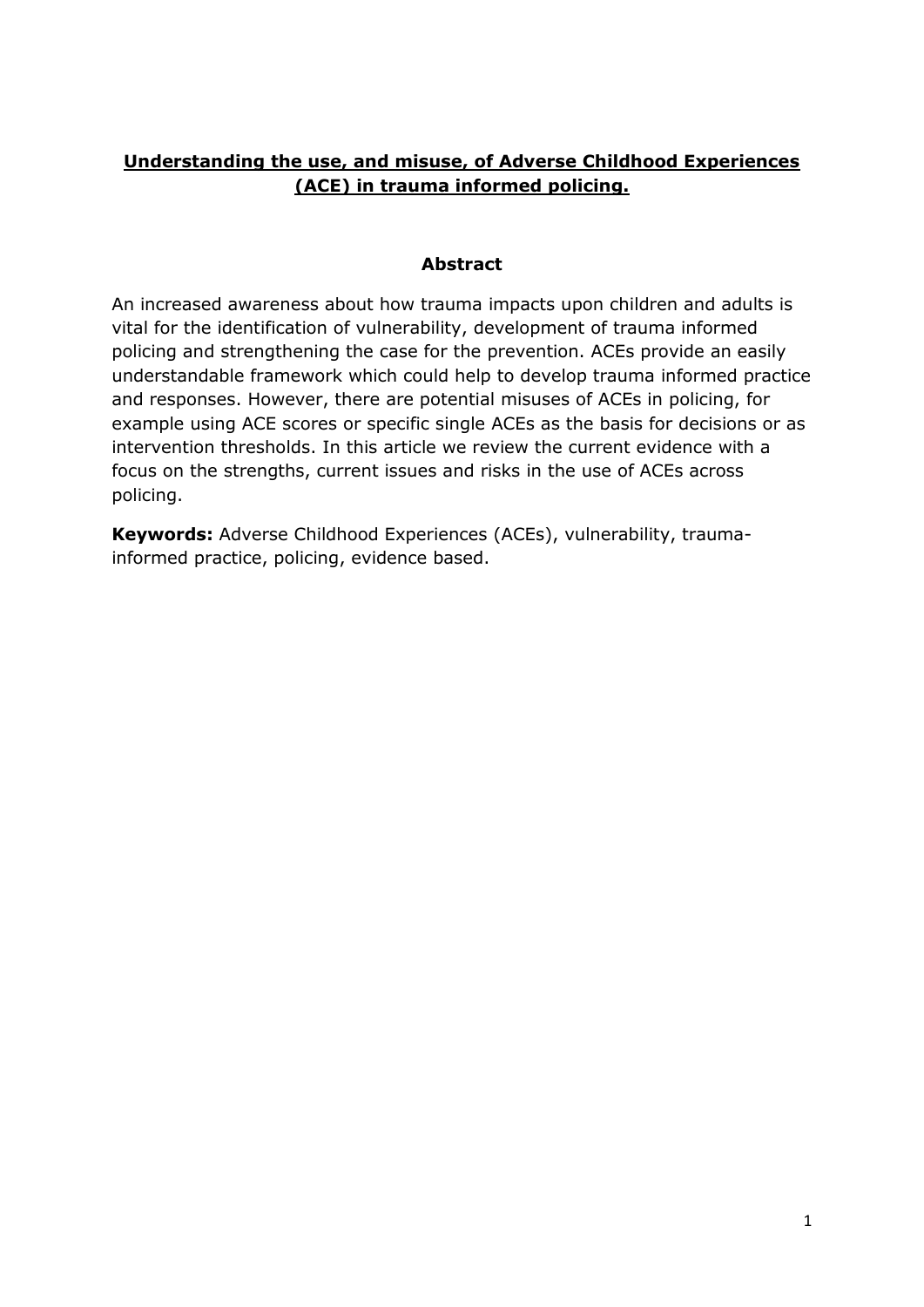**Understanding the use, and misuse, of Adverse Childhood Experiences (ACE) in trauma informed policing.**

## Abstract

An increased awareness about how trauma impacts upon children and adults is vital for the identification of vulnerability, development of trauma informed policing and strengthening the case for the prevention. ACEs provide an easily understandable framework which could help to develop trauma informed practice and responses. However, there are potential misuses of ACEs in policing, for example using ACE scores or specific single ACEs as the basis for decisions or as intervention thresholds. In this article we review the current evidence with a focus on the strengths, current issues and risks in the use of ACEs across policing.

**Keywords:** Adverse Childhood Experiences (ACEs), vulnerability, trauma-informed practice, policing, evidence based.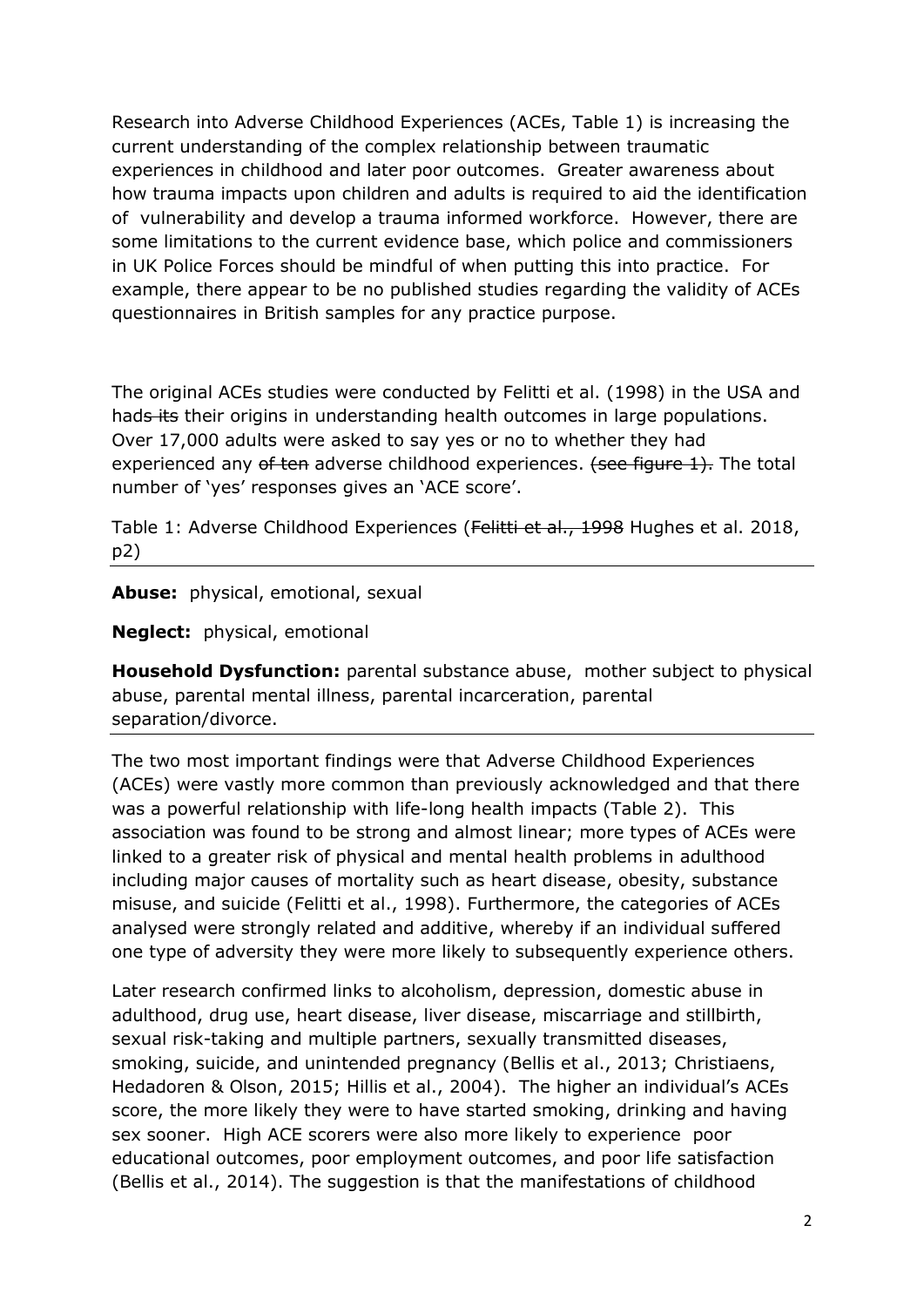Research into Adverse Childhood Experiences (ACEs, Table 1) is increasing the current understanding of the complex relationship between traumatic experiences in childhood and later poor outcomes. Greater awareness about how trauma impacts upon children and adults is required to aid the identification of vulnerability and develop a trauma informed workforce. However, there are some limitations to the current evidence base, which police and commissioners in UK Police Forces should be mindful of when putting this into practice. For example, there appear to be no published studies regarding the validity of ACEs questionnaires in British samples for any practice purpose.

The original ACEs studies were conducted by Felitti et al. (1998) in the USA and had~~s its~~ their origins in understanding health outcomes in large populations. Over 17,000 adults were asked to say yes or no to whether they had experienced any ~~of ten~~ adverse childhood experiences. ~~(see figure 1).~~ The total number of 'yes' responses gives an 'ACE score'.

Table 1: Adverse Childhood Experiences (~~Felitti et al., 1998~~ Hughes et al. 2018, p2)

---

**Abuse:** physical, emotional, sexual

**Neglect:** physical, emotional

**Household Dysfunction:** parental substance abuse, mother subject to physical abuse, parental mental illness, parental incarceration, parental separation/divorce.

---

The two most important findings were that Adverse Childhood Experiences (ACEs) were vastly more common than previously acknowledged and that there was a powerful relationship with life-long health impacts (Table 2). This association was found to be strong and almost linear; more types of ACEs were linked to a greater risk of physical and mental health problems in adulthood including major causes of mortality such as heart disease, obesity, substance misuse, and suicide (Felitti et al., 1998). Furthermore, the categories of ACEs analysed were strongly related and additive, whereby if an individual suffered one type of adversity they were more likely to subsequently experience others.

Later research confirmed links to alcoholism, depression, domestic abuse in adulthood, drug use, heart disease, liver disease, miscarriage and stillbirth, sexual risk-taking and multiple partners, sexually transmitted diseases, smoking, suicide, and unintended pregnancy (Bellis et al., 2013; Christiaens, Hedadoren & Olson, 2015; Hillis et al., 2004). The higher an individual's ACEs score, the more likely they were to have started smoking, drinking and having sex sooner. High ACE scorers were also more likely to experience poor educational outcomes, poor employment outcomes, and poor life satisfaction (Bellis et al., 2014). The suggestion is that the manifestations of childhood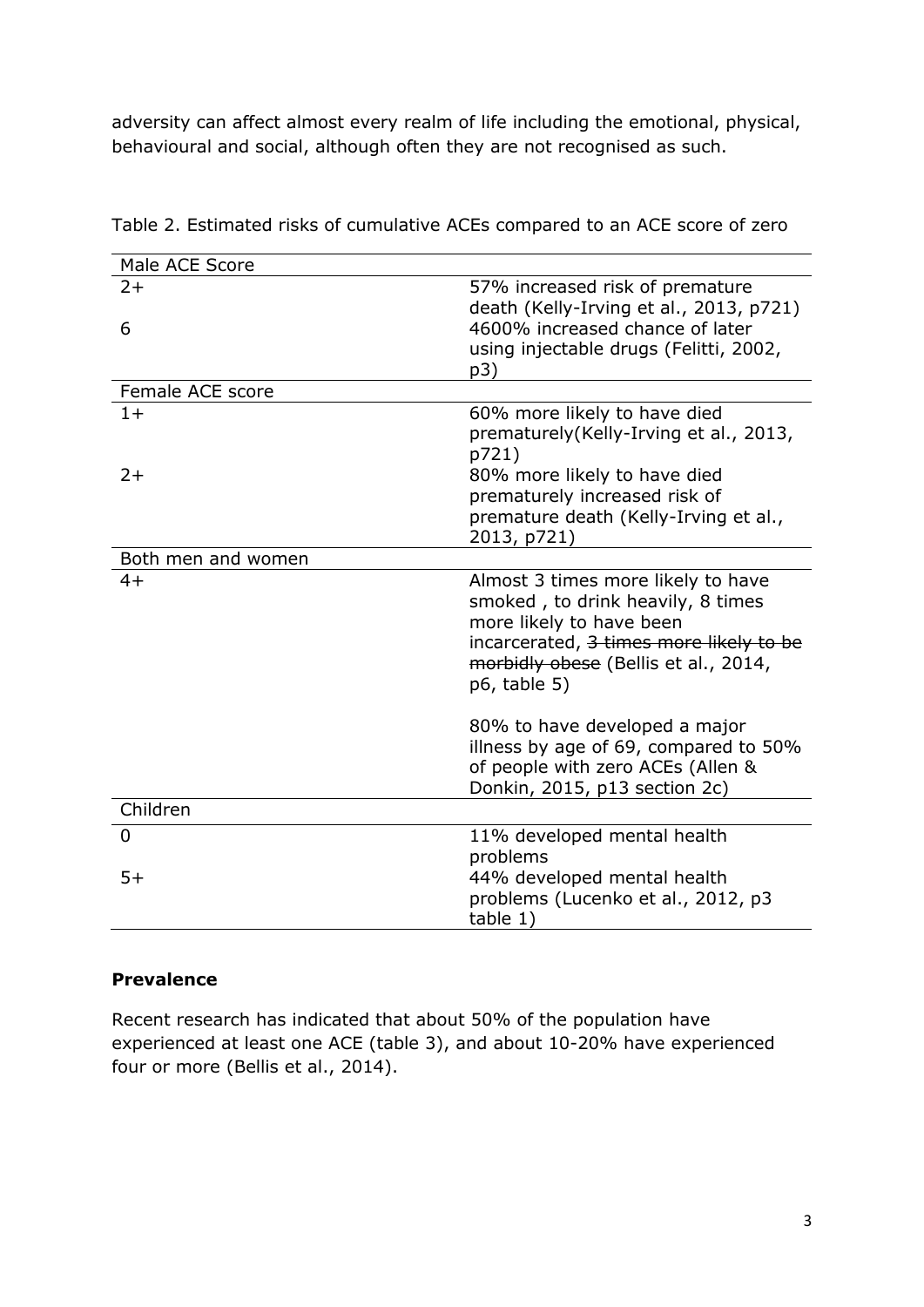adversity can affect almost every realm of life including the emotional, physical, behavioural and social, although often they are not recognised as such.

Table 2. Estimated risks of cumulative ACEs compared to an ACE score of zero

| Male ACE Score | |
|---|---|
| 2+ | 57% increased risk of premature death (Kelly-Irving et al., 2013, p721) |
| 6 | 4600% increased chance of later using injectable drugs (Felitti, 2002, p3) |
| **Female ACE score** | |
| 1+ | 60% more likely to have died prematurely(Kelly-Irving et al., 2013, p721) |
| 2+ | 80% more likely to have died prematurely increased risk of premature death (Kelly-Irving et al., 2013, p721) |
| **Both men and women** | |
| 4+ | Almost 3 times more likely to have smoked , to drink heavily, 8 times more likely to have been incarcerated, ~~3 times more likely to be morbidly obese~~ (Bellis et al., 2014, p6, table 5)<br><br>80% to have developed a major illness by age of 69, compared to 50% of people with zero ACEs (Allen & Donkin, 2015, p13 section 2c) |
| **Children** | |
| 0 | 11% developed mental health problems |
| 5+ | 44% developed mental health problems (Lucenko et al., 2012, p3 table 1) |

**Prevalence**

Recent research has indicated that about 50% of the population have experienced at least one ACE (table 3), and about 10-20% have experienced four or more (Bellis et al., 2014).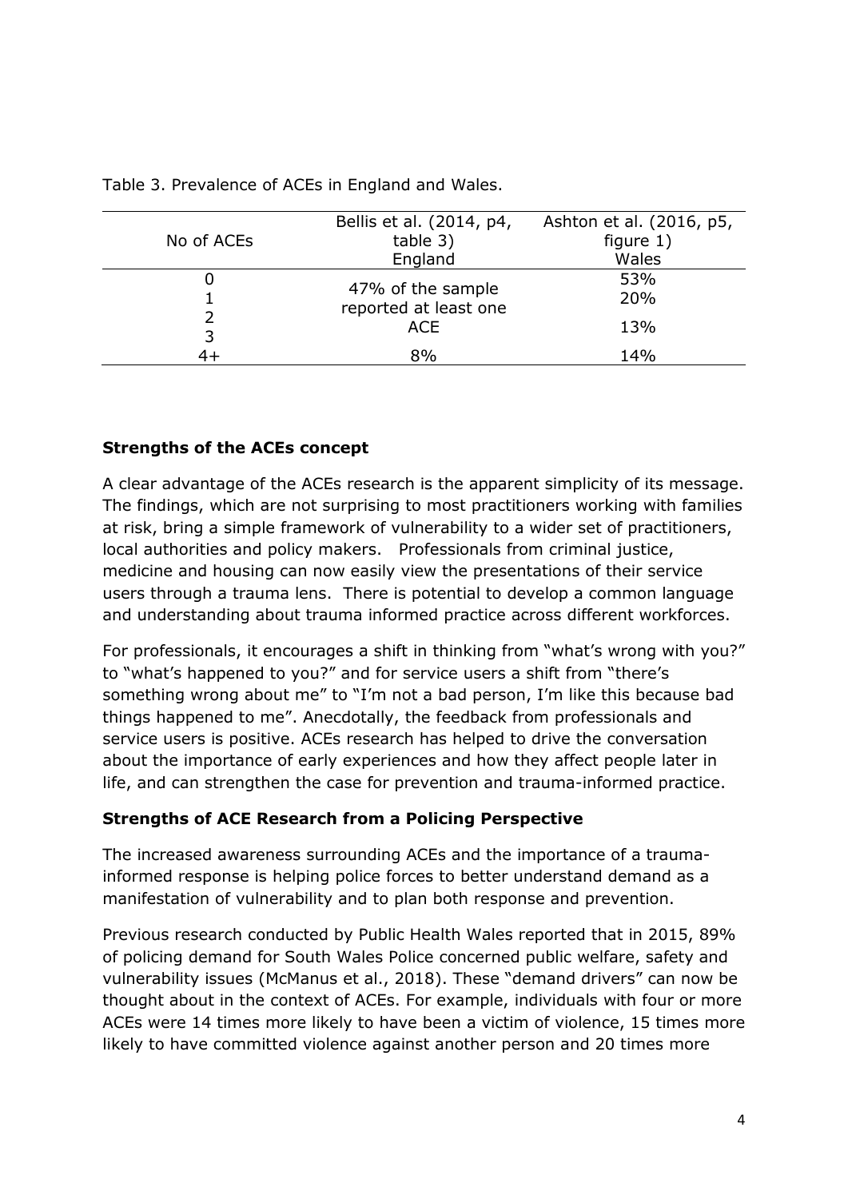Table 3. Prevalence of ACEs in England and Wales.

| No of ACEs | Bellis et al. (2014, p4, table 3) England | Ashton et al. (2016, p5, figure 1) Wales |
|---|---|---|
| 0 | 47% of the sample reported at least one ACE | 53% |
| 1 | | 20% |
| 2 | | 13% |
| 3 | | |
| 4+ | 8% | 14% |

**Strengths of the ACEs concept**

A clear advantage of the ACEs research is the apparent simplicity of its message. The findings, which are not surprising to most practitioners working with families at risk, bring a simple framework of vulnerability to a wider set of practitioners, local authorities and policy makers. Professionals from criminal justice, medicine and housing can now easily view the presentations of their service users through a trauma lens. There is potential to develop a common language and understanding about trauma informed practice across different workforces.

For professionals, it encourages a shift in thinking from "what's wrong with you?" to "what's happened to you?" and for service users a shift from "there's something wrong about me" to "I'm not a bad person, I'm like this because bad things happened to me". Anecdotally, the feedback from professionals and service users is positive. ACEs research has helped to drive the conversation about the importance of early experiences and how they affect people later in life, and can strengthen the case for prevention and trauma-informed practice.

**Strengths of ACE Research from a Policing Perspective**

The increased awareness surrounding ACEs and the importance of a trauma-informed response is helping police forces to better understand demand as a manifestation of vulnerability and to plan both response and prevention.

Previous research conducted by Public Health Wales reported that in 2015, 89% of policing demand for South Wales Police concerned public welfare, safety and vulnerability issues (McManus et al., 2018). These "demand drivers" can now be thought about in the context of ACEs. For example, individuals with four or more ACEs were 14 times more likely to have been a victim of violence, 15 times more likely to have committed violence against another person and 20 times more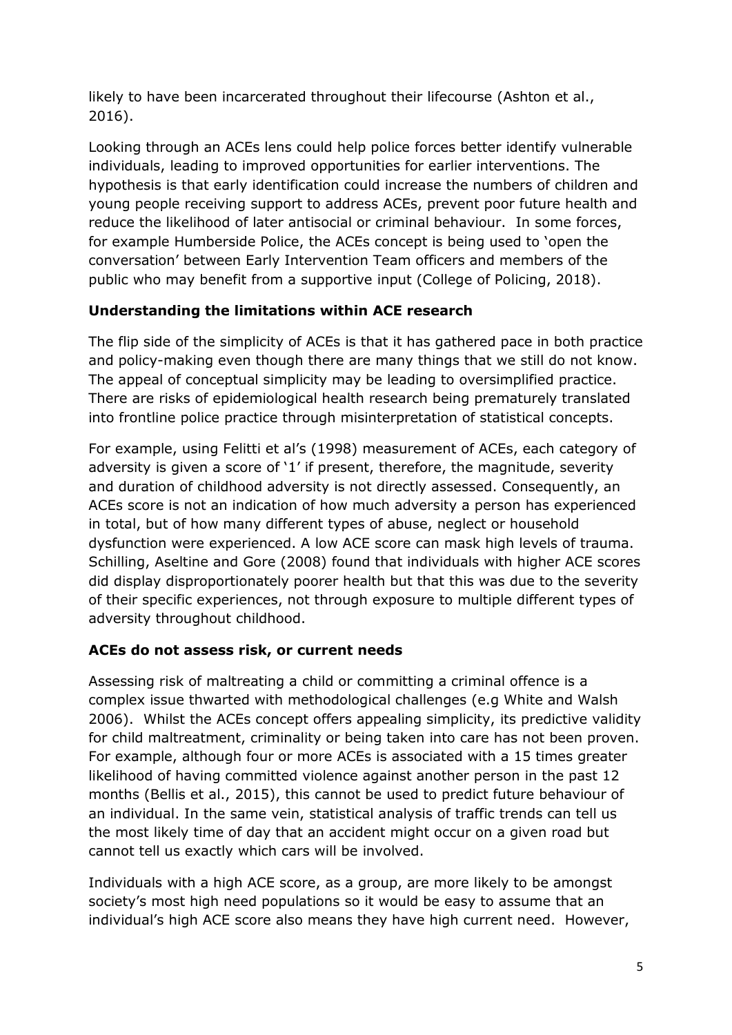likely to have been incarcerated throughout their lifecourse (Ashton et al., 2016).

Looking through an ACEs lens could help police forces better identify vulnerable individuals, leading to improved opportunities for earlier interventions. The hypothesis is that early identification could increase the numbers of children and young people receiving support to address ACEs, prevent poor future health and reduce the likelihood of later antisocial or criminal behaviour. In some forces, for example Humberside Police, the ACEs concept is being used to 'open the conversation' between Early Intervention Team officers and members of the public who may benefit from a supportive input (College of Policing, 2018).

**Understanding the limitations within ACE research**

The flip side of the simplicity of ACEs is that it has gathered pace in both practice and policy-making even though there are many things that we still do not know. The appeal of conceptual simplicity may be leading to oversimplified practice. There are risks of epidemiological health research being prematurely translated into frontline police practice through misinterpretation of statistical concepts.

For example, using Felitti et al's (1998) measurement of ACEs, each category of adversity is given a score of '1' if present, therefore, the magnitude, severity and duration of childhood adversity is not directly assessed. Consequently, an ACEs score is not an indication of how much adversity a person has experienced in total, but of how many different types of abuse, neglect or household dysfunction were experienced. A low ACE score can mask high levels of trauma. Schilling, Aseltine and Gore (2008) found that individuals with higher ACE scores did display disproportionately poorer health but that this was due to the severity of their specific experiences, not through exposure to multiple different types of adversity throughout childhood.

**ACEs do not assess risk, or current needs**

Assessing risk of maltreating a child or committing a criminal offence is a complex issue thwarted with methodological challenges (e.g White and Walsh 2006). Whilst the ACEs concept offers appealing simplicity, its predictive validity for child maltreatment, criminality or being taken into care has not been proven. For example, although four or more ACEs is associated with a 15 times greater likelihood of having committed violence against another person in the past 12 months (Bellis et al., 2015), this cannot be used to predict future behaviour of an individual. In the same vein, statistical analysis of traffic trends can tell us the most likely time of day that an accident might occur on a given road but cannot tell us exactly which cars will be involved.

Individuals with a high ACE score, as a group, are more likely to be amongst society's most high need populations so it would be easy to assume that an individual's high ACE score also means they have high current need. However,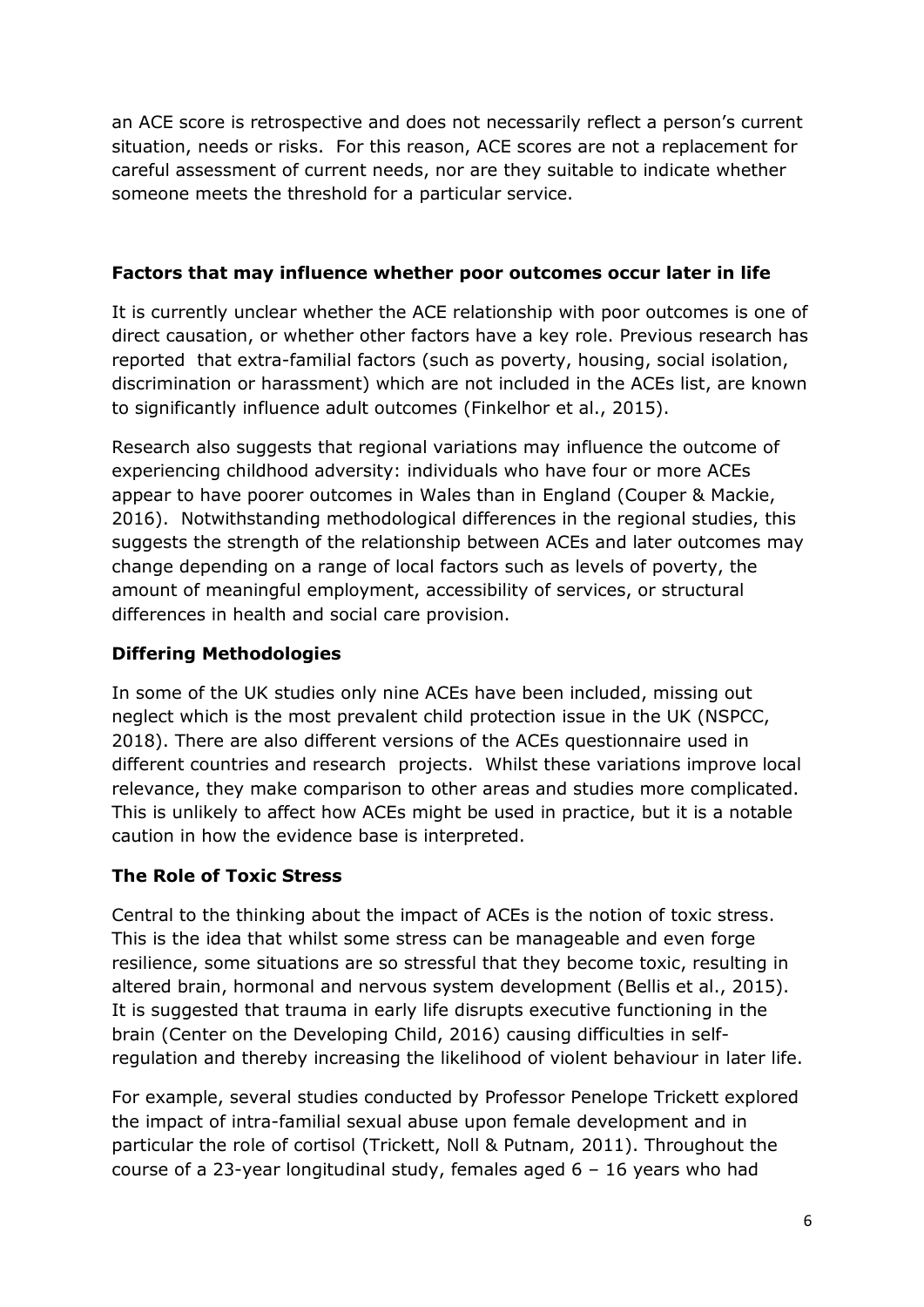an ACE score is retrospective and does not necessarily reflect a person's current situation, needs or risks. For this reason, ACE scores are not a replacement for careful assessment of current needs, nor are they suitable to indicate whether someone meets the threshold for a particular service.

**Factors that may influence whether poor outcomes occur later in life**

It is currently unclear whether the ACE relationship with poor outcomes is one of direct causation, or whether other factors have a key role. Previous research has reported that extra-familial factors (such as poverty, housing, social isolation, discrimination or harassment) which are not included in the ACEs list, are known to significantly influence adult outcomes (Finkelhor et al., 2015).

Research also suggests that regional variations may influence the outcome of experiencing childhood adversity: individuals who have four or more ACEs appear to have poorer outcomes in Wales than in England (Couper & Mackie, 2016). Notwithstanding methodological differences in the regional studies, this suggests the strength of the relationship between ACEs and later outcomes may change depending on a range of local factors such as levels of poverty, the amount of meaningful employment, accessibility of services, or structural differences in health and social care provision.

**Differing Methodologies**

In some of the UK studies only nine ACEs have been included, missing out neglect which is the most prevalent child protection issue in the UK (NSPCC, 2018). There are also different versions of the ACEs questionnaire used in different countries and research projects. Whilst these variations improve local relevance, they make comparison to other areas and studies more complicated. This is unlikely to affect how ACEs might be used in practice, but it is a notable caution in how the evidence base is interpreted.

**The Role of Toxic Stress**

Central to the thinking about the impact of ACEs is the notion of toxic stress. This is the idea that whilst some stress can be manageable and even forge resilience, some situations are so stressful that they become toxic, resulting in altered brain, hormonal and nervous system development (Bellis et al., 2015). It is suggested that trauma in early life disrupts executive functioning in the brain (Center on the Developing Child, 2016) causing difficulties in self-regulation and thereby increasing the likelihood of violent behaviour in later life.

For example, several studies conducted by Professor Penelope Trickett explored the impact of intra-familial sexual abuse upon female development and in particular the role of cortisol (Trickett, Noll & Putnam, 2011). Throughout the course of a 23-year longitudinal study, females aged 6 – 16 years who had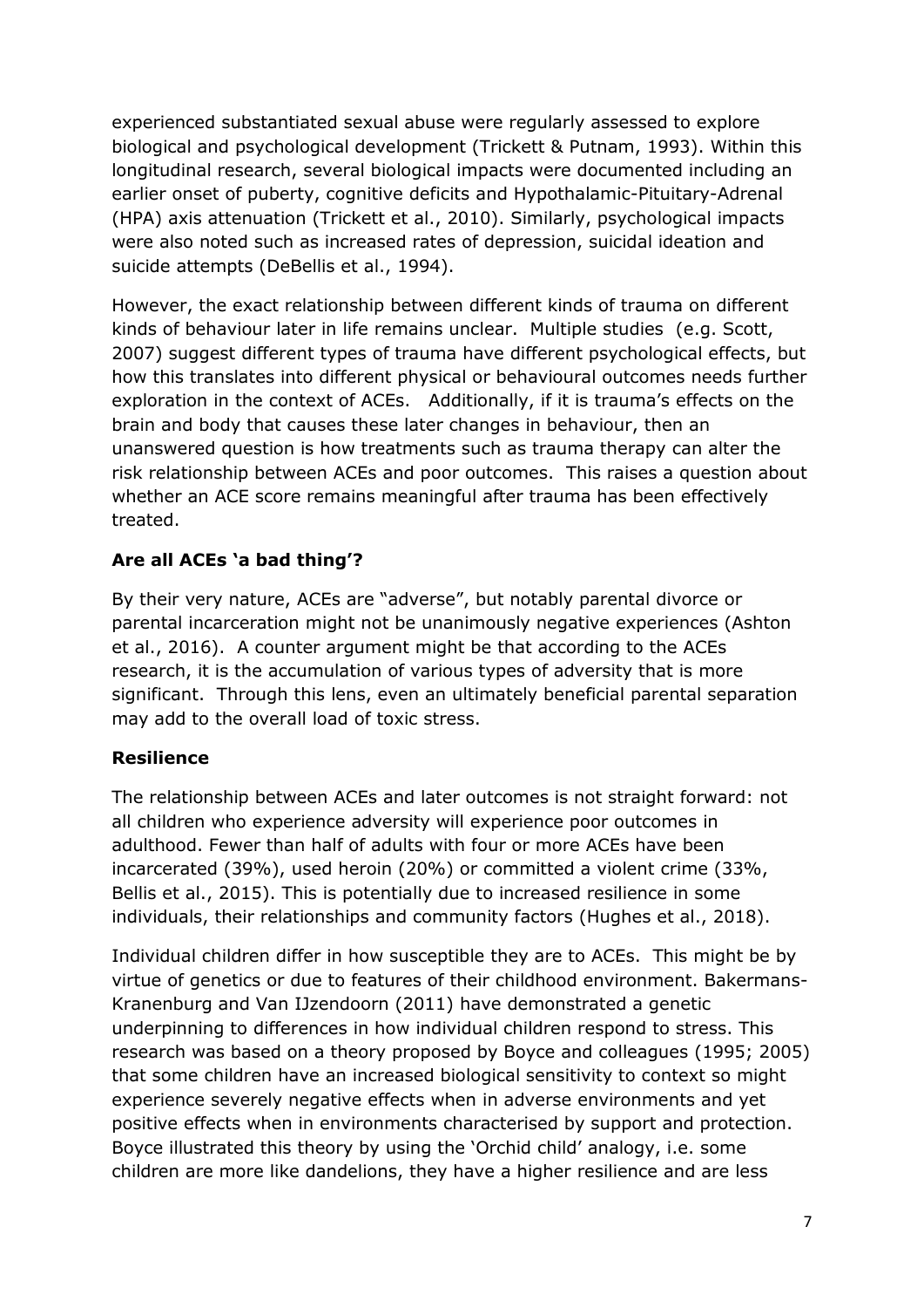experienced substantiated sexual abuse were regularly assessed to explore biological and psychological development (Trickett & Putnam, 1993). Within this longitudinal research, several biological impacts were documented including an earlier onset of puberty, cognitive deficits and Hypothalamic-Pituitary-Adrenal (HPA) axis attenuation (Trickett et al., 2010). Similarly, psychological impacts were also noted such as increased rates of depression, suicidal ideation and suicide attempts (DeBellis et al., 1994).

However, the exact relationship between different kinds of trauma on different kinds of behaviour later in life remains unclear. Multiple studies (e.g. Scott, 2007) suggest different types of trauma have different psychological effects, but how this translates into different physical or behavioural outcomes needs further exploration in the context of ACEs. Additionally, if it is trauma's effects on the brain and body that causes these later changes in behaviour, then an unanswered question is how treatments such as trauma therapy can alter the risk relationship between ACEs and poor outcomes. This raises a question about whether an ACE score remains meaningful after trauma has been effectively treated.

**Are all ACEs 'a bad thing'?**

By their very nature, ACEs are "adverse", but notably parental divorce or parental incarceration might not be unanimously negative experiences (Ashton et al., 2016). A counter argument might be that according to the ACEs research, it is the accumulation of various types of adversity that is more significant. Through this lens, even an ultimately beneficial parental separation may add to the overall load of toxic stress.

**Resilience**

The relationship between ACEs and later outcomes is not straight forward: not all children who experience adversity will experience poor outcomes in adulthood. Fewer than half of adults with four or more ACEs have been incarcerated (39%), used heroin (20%) or committed a violent crime (33%, Bellis et al., 2015). This is potentially due to increased resilience in some individuals, their relationships and community factors (Hughes et al., 2018).

Individual children differ in how susceptible they are to ACEs. This might be by virtue of genetics or due to features of their childhood environment. Bakermans-Kranenburg and Van IJzendoorn (2011) have demonstrated a genetic underpinning to differences in how individual children respond to stress. This research was based on a theory proposed by Boyce and colleagues (1995; 2005) that some children have an increased biological sensitivity to context so might experience severely negative effects when in adverse environments and yet positive effects when in environments characterised by support and protection. Boyce illustrated this theory by using the 'Orchid child' analogy, i.e. some children are more like dandelions, they have a higher resilience and are less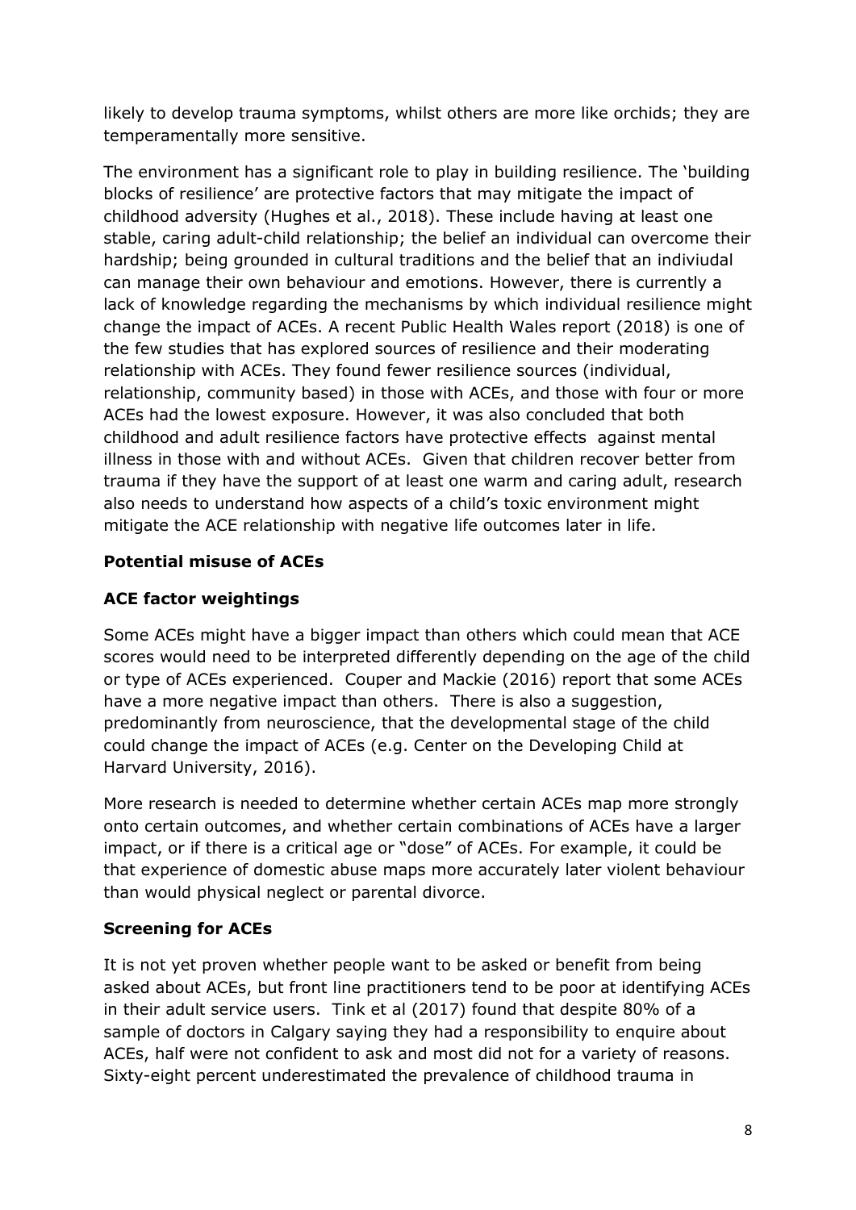likely to develop trauma symptoms, whilst others are more like orchids; they are temperamentally more sensitive.

The environment has a significant role to play in building resilience. The 'building blocks of resilience' are protective factors that may mitigate the impact of childhood adversity (Hughes et al., 2018). These include having at least one stable, caring adult-child relationship; the belief an individual can overcome their hardship; being grounded in cultural traditions and the belief that an indiviudal can manage their own behaviour and emotions. However, there is currently a lack of knowledge regarding the mechanisms by which individual resilience might change the impact of ACEs. A recent Public Health Wales report (2018) is one of the few studies that has explored sources of resilience and their moderating relationship with ACEs. They found fewer resilience sources (individual, relationship, community based) in those with ACEs, and those with four or more ACEs had the lowest exposure. However, it was also concluded that both childhood and adult resilience factors have protective effects against mental illness in those with and without ACEs. Given that children recover better from trauma if they have the support of at least one warm and caring adult, research also needs to understand how aspects of a child's toxic environment might mitigate the ACE relationship with negative life outcomes later in life.

## Potential misuse of ACEs

### ACE factor weightings

Some ACEs might have a bigger impact than others which could mean that ACE scores would need to be interpreted differently depending on the age of the child or type of ACEs experienced. Couper and Mackie (2016) report that some ACEs have a more negative impact than others. There is also a suggestion, predominantly from neuroscience, that the developmental stage of the child could change the impact of ACEs (e.g. Center on the Developing Child at Harvard University, 2016).

More research is needed to determine whether certain ACEs map more strongly onto certain outcomes, and whether certain combinations of ACEs have a larger impact, or if there is a critical age or "dose" of ACEs. For example, it could be that experience of domestic abuse maps more accurately later violent behaviour than would physical neglect or parental divorce.

### Screening for ACEs

It is not yet proven whether people want to be asked or benefit from being asked about ACEs, but front line practitioners tend to be poor at identifying ACEs in their adult service users. Tink et al (2017) found that despite 80% of a sample of doctors in Calgary saying they had a responsibility to enquire about ACEs, half were not confident to ask and most did not for a variety of reasons. Sixty-eight percent underestimated the prevalence of childhood trauma in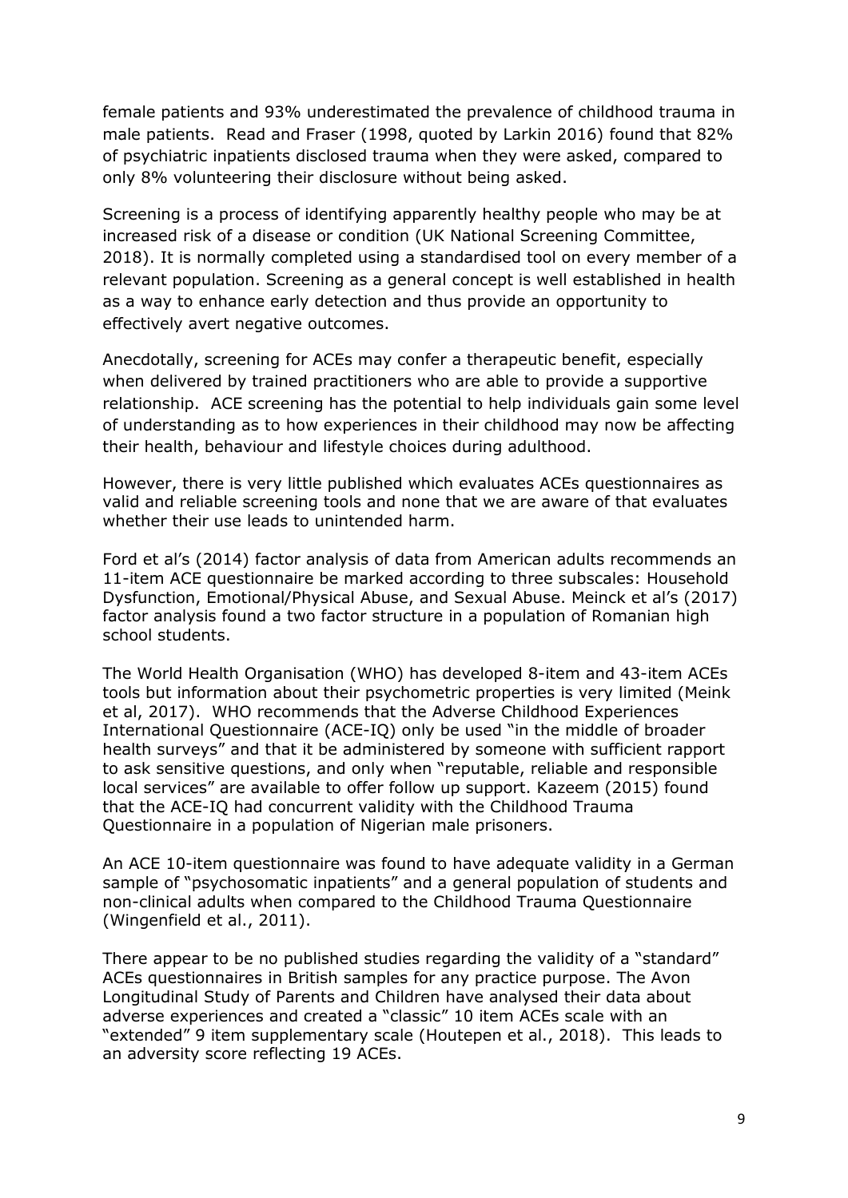female patients and 93% underestimated the prevalence of childhood trauma in male patients. Read and Fraser (1998, quoted by Larkin 2016) found that 82% of psychiatric inpatients disclosed trauma when they were asked, compared to only 8% volunteering their disclosure without being asked.

Screening is a process of identifying apparently healthy people who may be at increased risk of a disease or condition (UK National Screening Committee, 2018). It is normally completed using a standardised tool on every member of a relevant population. Screening as a general concept is well established in health as a way to enhance early detection and thus provide an opportunity to effectively avert negative outcomes.

Anecdotally, screening for ACEs may confer a therapeutic benefit, especially when delivered by trained practitioners who are able to provide a supportive relationship. ACE screening has the potential to help individuals gain some level of understanding as to how experiences in their childhood may now be affecting their health, behaviour and lifestyle choices during adulthood.

However, there is very little published which evaluates ACEs questionnaires as valid and reliable screening tools and none that we are aware of that evaluates whether their use leads to unintended harm.

Ford et al's (2014) factor analysis of data from American adults recommends an 11-item ACE questionnaire be marked according to three subscales: Household Dysfunction, Emotional/Physical Abuse, and Sexual Abuse. Meinck et al's (2017) factor analysis found a two factor structure in a population of Romanian high school students.

The World Health Organisation (WHO) has developed 8-item and 43-item ACEs tools but information about their psychometric properties is very limited (Meink et al, 2017). WHO recommends that the Adverse Childhood Experiences International Questionnaire (ACE-IQ) only be used "in the middle of broader health surveys" and that it be administered by someone with sufficient rapport to ask sensitive questions, and only when "reputable, reliable and responsible local services" are available to offer follow up support. Kazeem (2015) found that the ACE-IQ had concurrent validity with the Childhood Trauma Questionnaire in a population of Nigerian male prisoners.

An ACE 10-item questionnaire was found to have adequate validity in a German sample of "psychosomatic inpatients" and a general population of students and non-clinical adults when compared to the Childhood Trauma Questionnaire (Wingenfield et al., 2011).

There appear to be no published studies regarding the validity of a "standard" ACEs questionnaires in British samples for any practice purpose. The Avon Longitudinal Study of Parents and Children have analysed their data about adverse experiences and created a "classic" 10 item ACEs scale with an "extended" 9 item supplementary scale (Houtepen et al., 2018). This leads to an adversity score reflecting 19 ACEs.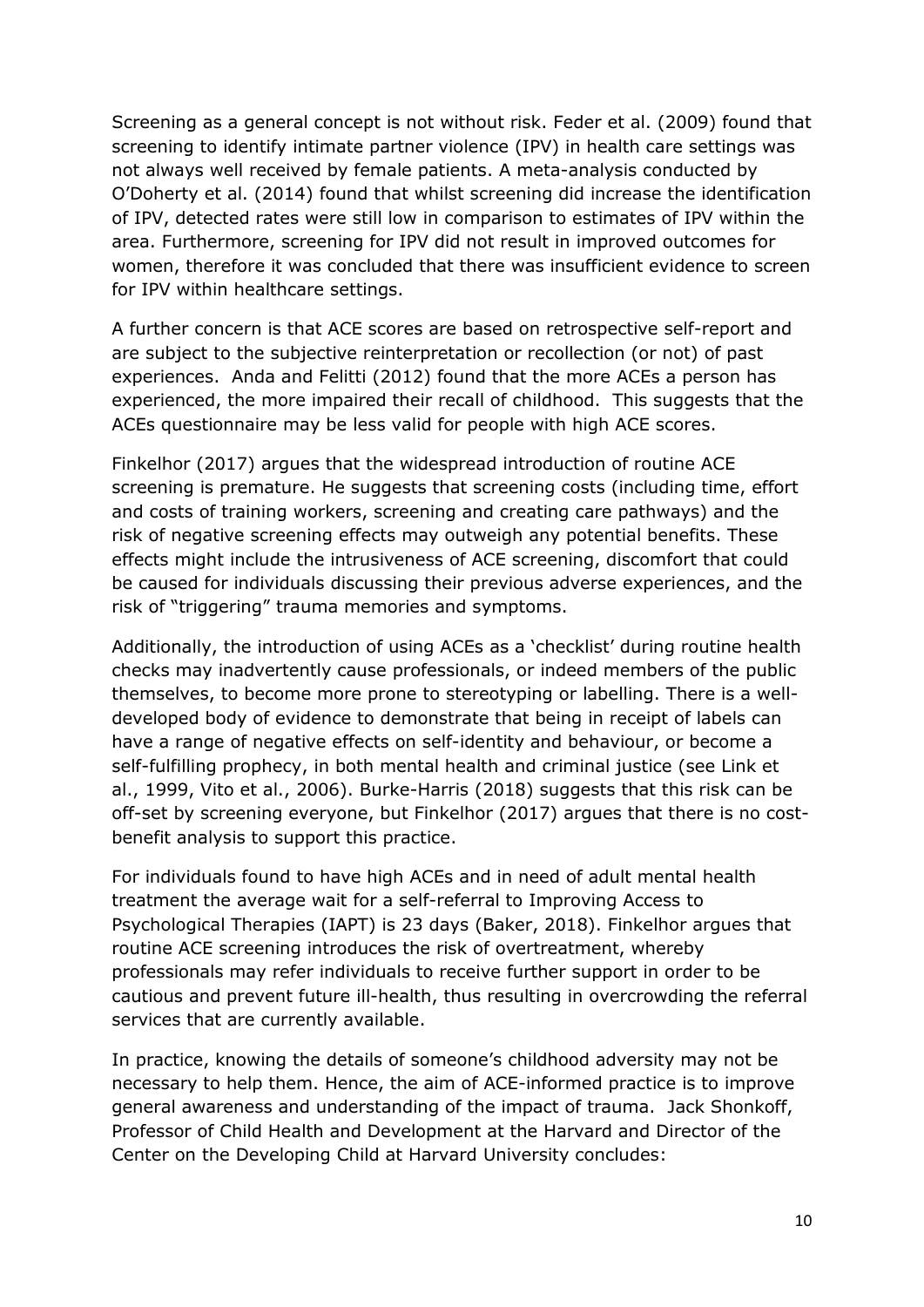Screening as a general concept is not without risk. Feder et al. (2009) found that screening to identify intimate partner violence (IPV) in health care settings was not always well received by female patients. A meta-analysis conducted by O'Doherty et al. (2014) found that whilst screening did increase the identification of IPV, detected rates were still low in comparison to estimates of IPV within the area. Furthermore, screening for IPV did not result in improved outcomes for women, therefore it was concluded that there was insufficient evidence to screen for IPV within healthcare settings.

A further concern is that ACE scores are based on retrospective self-report and are subject to the subjective reinterpretation or recollection (or not) of past experiences. Anda and Felitti (2012) found that the more ACEs a person has experienced, the more impaired their recall of childhood. This suggests that the ACEs questionnaire may be less valid for people with high ACE scores.

Finkelhor (2017) argues that the widespread introduction of routine ACE screening is premature. He suggests that screening costs (including time, effort and costs of training workers, screening and creating care pathways) and the risk of negative screening effects may outweigh any potential benefits. These effects might include the intrusiveness of ACE screening, discomfort that could be caused for individuals discussing their previous adverse experiences, and the risk of "triggering" trauma memories and symptoms.

Additionally, the introduction of using ACEs as a 'checklist' during routine health checks may inadvertently cause professionals, or indeed members of the public themselves, to become more prone to stereotyping or labelling. There is a well-developed body of evidence to demonstrate that being in receipt of labels can have a range of negative effects on self-identity and behaviour, or become a self-fulfilling prophecy, in both mental health and criminal justice (see Link et al., 1999, Vito et al., 2006). Burke-Harris (2018) suggests that this risk can be off-set by screening everyone, but Finkelhor (2017) argues that there is no cost-benefit analysis to support this practice.

For individuals found to have high ACEs and in need of adult mental health treatment the average wait for a self-referral to Improving Access to Psychological Therapies (IAPT) is 23 days (Baker, 2018). Finkelhor argues that routine ACE screening introduces the risk of overtreatment, whereby professionals may refer individuals to receive further support in order to be cautious and prevent future ill-health, thus resulting in overcrowding the referral services that are currently available.

In practice, knowing the details of someone's childhood adversity may not be necessary to help them. Hence, the aim of ACE-informed practice is to improve general awareness and understanding of the impact of trauma. Jack Shonkoff, Professor of Child Health and Development at the Harvard and Director of the Center on the Developing Child at Harvard University concludes: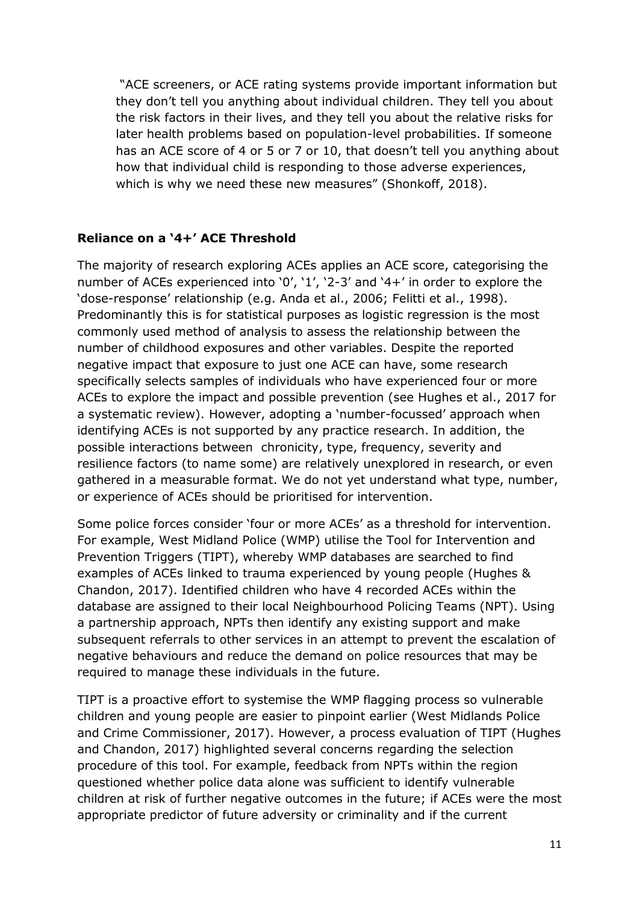"ACE screeners, or ACE rating systems provide important information but they don't tell you anything about individual children. They tell you about the risk factors in their lives, and they tell you about the relative risks for later health problems based on population-level probabilities. If someone has an ACE score of 4 or 5 or 7 or 10, that doesn't tell you anything about how that individual child is responding to those adverse experiences, which is why we need these new measures" (Shonkoff, 2018).

**Reliance on a '4+' ACE Threshold**

The majority of research exploring ACEs applies an ACE score, categorising the number of ACEs experienced into '0', '1', '2-3' and '4+' in order to explore the 'dose-response' relationship (e.g. Anda et al., 2006; Felitti et al., 1998). Predominantly this is for statistical purposes as logistic regression is the most commonly used method of analysis to assess the relationship between the number of childhood exposures and other variables. Despite the reported negative impact that exposure to just one ACE can have, some research specifically selects samples of individuals who have experienced four or more ACEs to explore the impact and possible prevention (see Hughes et al., 2017 for a systematic review). However, adopting a 'number-focussed' approach when identifying ACEs is not supported by any practice research. In addition, the possible interactions between chronicity, type, frequency, severity and resilience factors (to name some) are relatively unexplored in research, or even gathered in a measurable format. We do not yet understand what type, number, or experience of ACEs should be prioritised for intervention.

Some police forces consider 'four or more ACEs' as a threshold for intervention. For example, West Midland Police (WMP) utilise the Tool for Intervention and Prevention Triggers (TIPT), whereby WMP databases are searched to find examples of ACEs linked to trauma experienced by young people (Hughes & Chandon, 2017). Identified children who have 4 recorded ACEs within the database are assigned to their local Neighbourhood Policing Teams (NPT). Using a partnership approach, NPTs then identify any existing support and make subsequent referrals to other services in an attempt to prevent the escalation of negative behaviours and reduce the demand on police resources that may be required to manage these individuals in the future.

TIPT is a proactive effort to systemise the WMP flagging process so vulnerable children and young people are easier to pinpoint earlier (West Midlands Police and Crime Commissioner, 2017). However, a process evaluation of TIPT (Hughes and Chandon, 2017) highlighted several concerns regarding the selection procedure of this tool. For example, feedback from NPTs within the region questioned whether police data alone was sufficient to identify vulnerable children at risk of further negative outcomes in the future; if ACEs were the most appropriate predictor of future adversity or criminality and if the current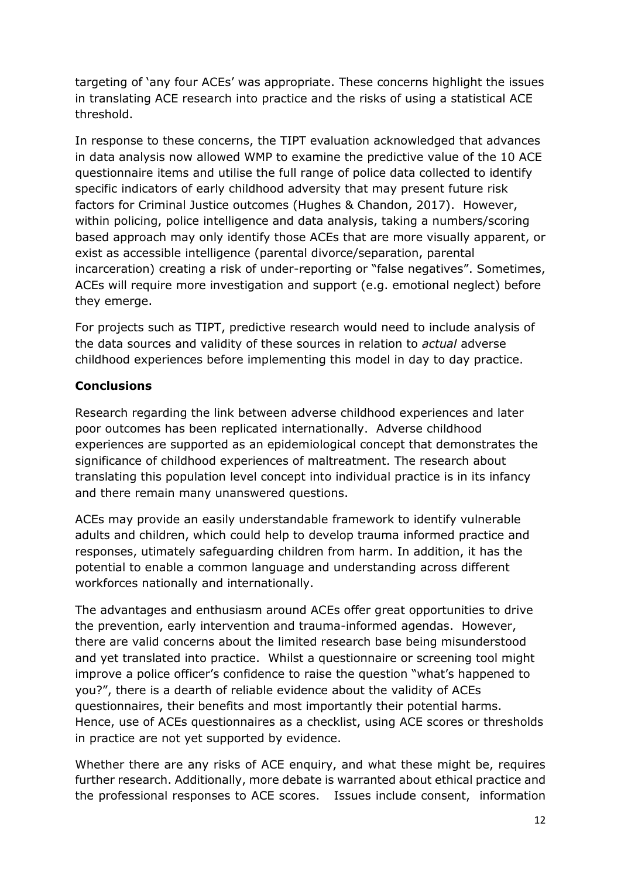targeting of 'any four ACEs' was appropriate. These concerns highlight the issues in translating ACE research into practice and the risks of using a statistical ACE threshold.

In response to these concerns, the TIPT evaluation acknowledged that advances in data analysis now allowed WMP to examine the predictive value of the 10 ACE questionnaire items and utilise the full range of police data collected to identify specific indicators of early childhood adversity that may present future risk factors for Criminal Justice outcomes (Hughes & Chandon, 2017). However, within policing, police intelligence and data analysis, taking a numbers/scoring based approach may only identify those ACEs that are more visually apparent, or exist as accessible intelligence (parental divorce/separation, parental incarceration) creating a risk of under-reporting or "false negatives". Sometimes, ACEs will require more investigation and support (e.g. emotional neglect) before they emerge.

For projects such as TIPT, predictive research would need to include analysis of the data sources and validity of these sources in relation to *actual* adverse childhood experiences before implementing this model in day to day practice.

## Conclusions

Research regarding the link between adverse childhood experiences and later poor outcomes has been replicated internationally. Adverse childhood experiences are supported as an epidemiological concept that demonstrates the significance of childhood experiences of maltreatment. The research about translating this population level concept into individual practice is in its infancy and there remain many unanswered questions.

ACEs may provide an easily understandable framework to identify vulnerable adults and children, which could help to develop trauma informed practice and responses, utimately safeguarding children from harm. In addition, it has the potential to enable a common language and understanding across different workforces nationally and internationally.

The advantages and enthusiasm around ACEs offer great opportunities to drive the prevention, early intervention and trauma-informed agendas. However, there are valid concerns about the limited research base being misunderstood and yet translated into practice. Whilst a questionnaire or screening tool might improve a police officer's confidence to raise the question "what's happened to you?", there is a dearth of reliable evidence about the validity of ACEs questionnaires, their benefits and most importantly their potential harms. Hence, use of ACEs questionnaires as a checklist, using ACE scores or thresholds in practice are not yet supported by evidence.

Whether there are any risks of ACE enquiry, and what these might be, requires further research. Additionally, more debate is warranted about ethical practice and the professional responses to ACE scores. Issues include consent, information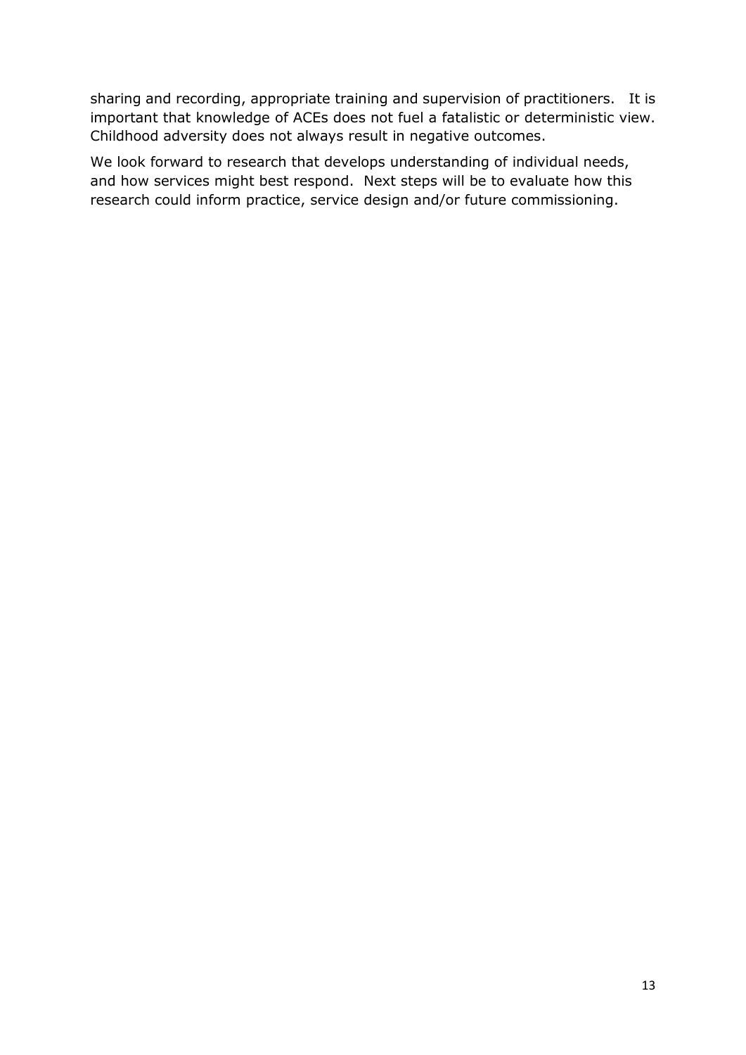sharing and recording, appropriate training and supervision of practitioners. It is important that knowledge of ACEs does not fuel a fatalistic or deterministic view. Childhood adversity does not always result in negative outcomes.

We look forward to research that develops understanding of individual needs, and how services might best respond. Next steps will be to evaluate how this research could inform practice, service design and/or future commissioning.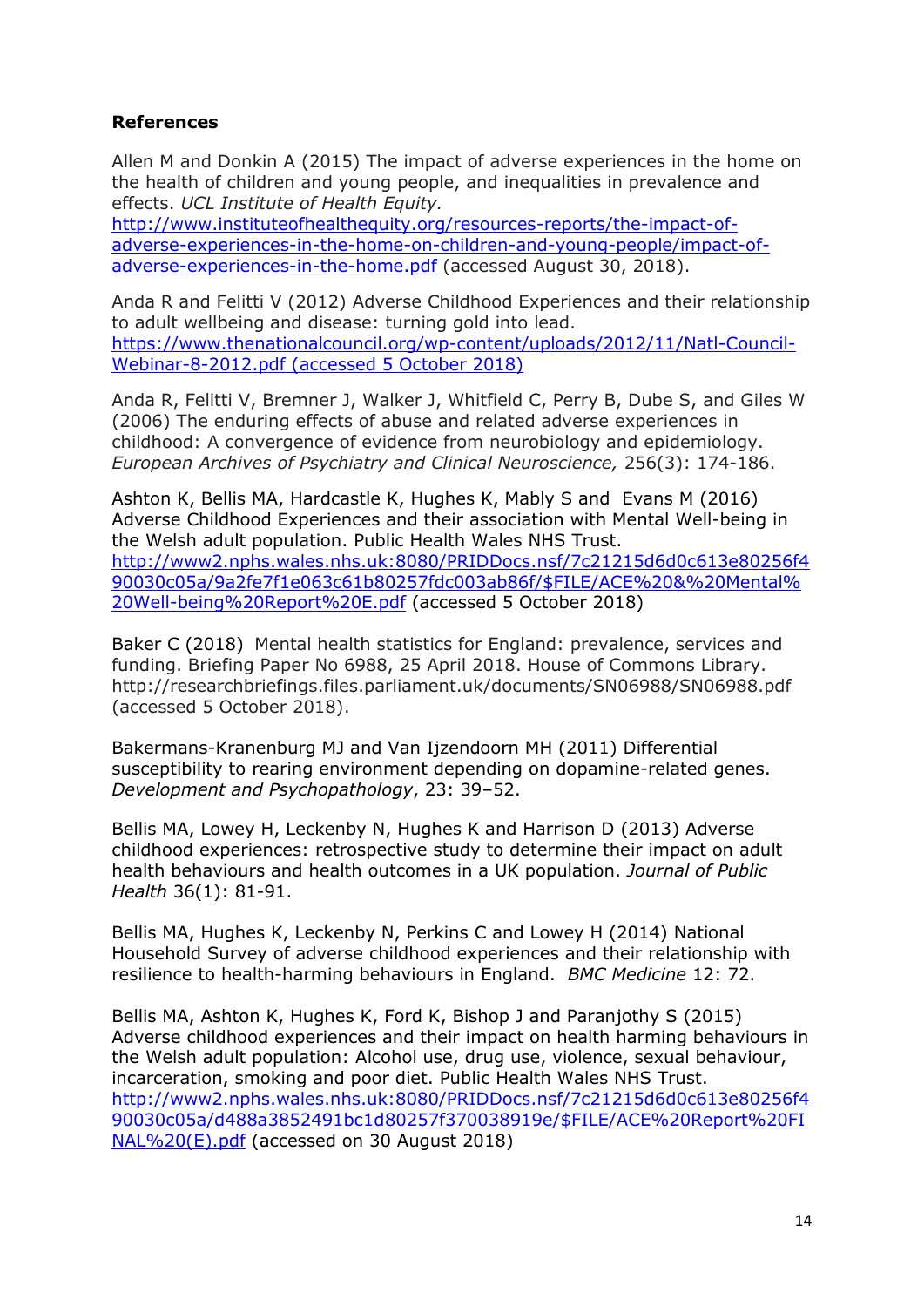**References**

Allen M and Donkin A (2015) The impact of adverse experiences in the home on the health of children and young people, and inequalities in prevalence and effects. *UCL Institute of Health Equity.* http://www.instituteofhealthequity.org/resources-reports/the-impact-of-adverse-experiences-in-the-home-on-children-and-young-people/impact-of-adverse-experiences-in-the-home.pdf (accessed August 30, 2018).

Anda R and Felitti V (2012) Adverse Childhood Experiences and their relationship to adult wellbeing and disease: turning gold into lead. https://www.thenationalcouncil.org/wp-content/uploads/2012/11/Natl-Council-Webinar-8-2012.pdf (accessed 5 October 2018)

Anda R, Felitti V, Bremner J, Walker J, Whitfield C, Perry B, Dube S, and Giles W (2006) The enduring effects of abuse and related adverse experiences in childhood: A convergence of evidence from neurobiology and epidemiology. *European Archives of Psychiatry and Clinical Neuroscience,* 256(3): 174-186.

Ashton K, Bellis MA, Hardcastle K, Hughes K, Mably S and Evans M (2016) Adverse Childhood Experiences and their association with Mental Well-being in the Welsh adult population. Public Health Wales NHS Trust. http://www2.nphs.wales.nhs.uk:8080/PRIDDocs.nsf/7c21215d6d0c613e80256f490030c05a/9a2fe7f1e063c61b80257fdc003ab86f/$FILE/ACE%20&%20Mental%20Well-being%20Report%20E.pdf (accessed 5 October 2018)

Baker C (2018) Mental health statistics for England: prevalence, services and funding. Briefing Paper No 6988, 25 April 2018. House of Commons Library. http://researchbriefings.files.parliament.uk/documents/SN06988/SN06988.pdf (accessed 5 October 2018).

Bakermans-Kranenburg MJ and Van Ijzendoorn MH (2011) Differential susceptibility to rearing environment depending on dopamine-related genes. *Development and Psychopathology*, 23: 39–52.

Bellis MA, Lowey H, Leckenby N, Hughes K and Harrison D (2013) Adverse childhood experiences: retrospective study to determine their impact on adult health behaviours and health outcomes in a UK population. *Journal of Public Health* 36(1): 81-91.

Bellis MA, Hughes K, Leckenby N, Perkins C and Lowey H (2014) National Household Survey of adverse childhood experiences and their relationship with resilience to health-harming behaviours in England. *BMC Medicine* 12: 72.

Bellis MA, Ashton K, Hughes K, Ford K, Bishop J and Paranjothy S (2015) Adverse childhood experiences and their impact on health harming behaviours in the Welsh adult population: Alcohol use, drug use, violence, sexual behaviour, incarceration, smoking and poor diet. Public Health Wales NHS Trust. http://www2.nphs.wales.nhs.uk:8080/PRIDDocs.nsf/7c21215d6d0c613e80256f490030c05a/d488a3852491bc1d80257f370038919e/$FILE/ACE%20Report%20FINAL%20(E).pdf (accessed on 30 August 2018)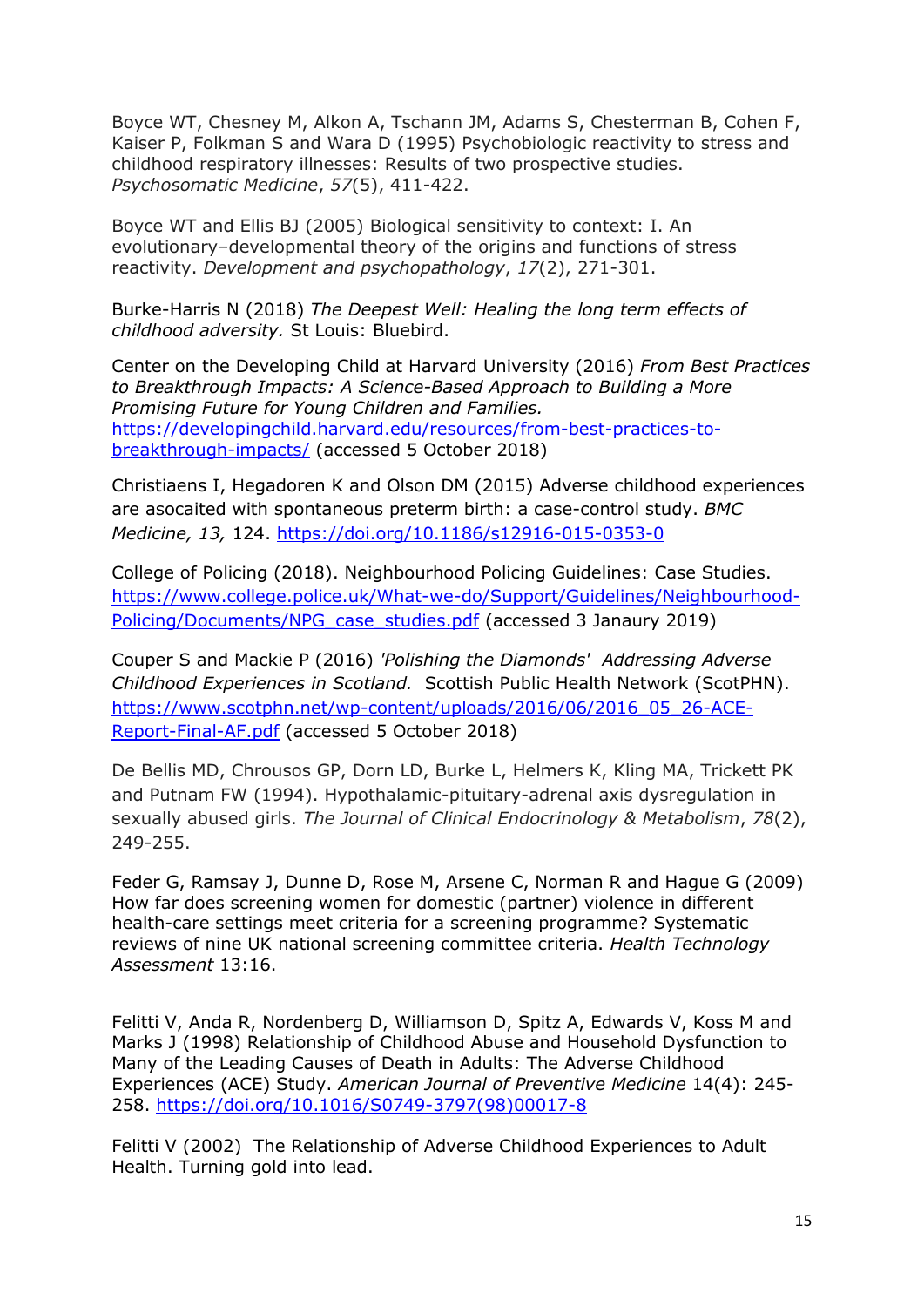Boyce WT, Chesney M, Alkon A, Tschann JM, Adams S, Chesterman B, Cohen F, Kaiser P, Folkman S and Wara D (1995) Psychobiologic reactivity to stress and childhood respiratory illnesses: Results of two prospective studies. *Psychosomatic Medicine*, *57*(5), 411-422.

Boyce WT and Ellis BJ (2005) Biological sensitivity to context: I. An evolutionary–developmental theory of the origins and functions of stress reactivity. *Development and psychopathology*, *17*(2), 271-301.

Burke-Harris N (2018) *The Deepest Well: Healing the long term effects of childhood adversity.* St Louis: Bluebird.

Center on the Developing Child at Harvard University (2016) *From Best Practices to Breakthrough Impacts: A Science-Based Approach to Building a More Promising Future for Young Children and Families.* https://developingchild.harvard.edu/resources/from-best-practices-to-breakthrough-impacts/ (accessed 5 October 2018)

Christiaens I, Hegadoren K and Olson DM (2015) Adverse childhood experiences are asocaited with spontaneous preterm birth: a case-control study. *BMC Medicine, 13,* 124. https://doi.org/10.1186/s12916-015-0353-0

College of Policing (2018). Neighbourhood Policing Guidelines: Case Studies. https://www.college.police.uk/What-we-do/Support/Guidelines/Neighbourhood-Policing/Documents/NPG_case_studies.pdf (accessed 3 Janaury 2019)

Couper S and Mackie P (2016) *'Polishing the Diamonds' Addressing Adverse Childhood Experiences in Scotland.* Scottish Public Health Network (ScotPHN). https://www.scotphn.net/wp-content/uploads/2016/06/2016_05_26-ACE-Report-Final-AF.pdf (accessed 5 October 2018)

De Bellis MD, Chrousos GP, Dorn LD, Burke L, Helmers K, Kling MA, Trickett PK and Putnam FW (1994). Hypothalamic-pituitary-adrenal axis dysregulation in sexually abused girls. *The Journal of Clinical Endocrinology & Metabolism*, *78*(2), 249-255.

Feder G, Ramsay J, Dunne D, Rose M, Arsene C, Norman R and Hague G (2009) How far does screening women for domestic (partner) violence in different health-care settings meet criteria for a screening programme? Systematic reviews of nine UK national screening committee criteria. *Health Technology Assessment* 13:16.

Felitti V, Anda R, Nordenberg D, Williamson D, Spitz A, Edwards V, Koss M and Marks J (1998) Relationship of Childhood Abuse and Household Dysfunction to Many of the Leading Causes of Death in Adults: The Adverse Childhood Experiences (ACE) Study. *American Journal of Preventive Medicine* 14(4): 245-258. https://doi.org/10.1016/S0749-3797(98)00017-8

Felitti V (2002) The Relationship of Adverse Childhood Experiences to Adult Health. Turning gold into lead.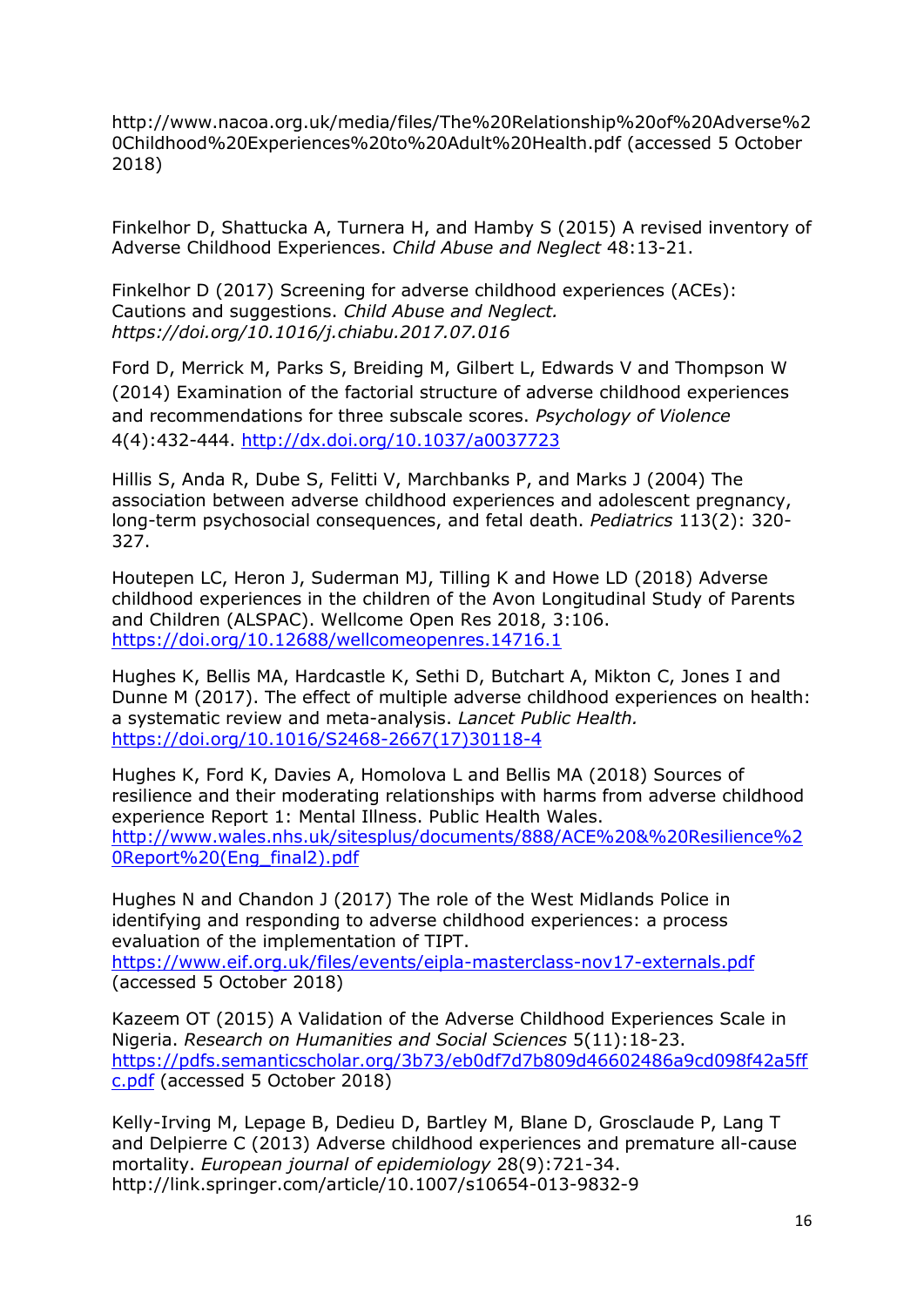http://www.nacoa.org.uk/media/files/The%20Relationship%20of%20Adverse%20Childhood%20Experiences%20to%20Adult%20Health.pdf (accessed 5 October 2018)

Finkelhor D, Shattucka A, Turnera H, and Hamby S (2015) A revised inventory of Adverse Childhood Experiences. *Child Abuse and Neglect* 48:13-21.

Finkelhor D (2017) Screening for adverse childhood experiences (ACEs): Cautions and suggestions. *Child Abuse and Neglect. https://doi.org/10.1016/j.chiabu.2017.07.016*

Ford D, Merrick M, Parks S, Breiding M, Gilbert L, Edwards V and Thompson W (2014) Examination of the factorial structure of adverse childhood experiences and recommendations for three subscale scores. *Psychology of Violence* 4(4):432-444. http://dx.doi.org/10.1037/a0037723

Hillis S, Anda R, Dube S, Felitti V, Marchbanks P, and Marks J (2004) The association between adverse childhood experiences and adolescent pregnancy, long-term psychosocial consequences, and fetal death. *Pediatrics* 113(2): 320-327.

Houtepen LC, Heron J, Suderman MJ, Tilling K and Howe LD (2018) Adverse childhood experiences in the children of the Avon Longitudinal Study of Parents and Children (ALSPAC). Wellcome Open Res 2018, 3:106. https://doi.org/10.12688/wellcomeopenres.14716.1

Hughes K, Bellis MA, Hardcastle K, Sethi D, Butchart A, Mikton C, Jones I and Dunne M (2017). The effect of multiple adverse childhood experiences on health: a systematic review and meta-analysis. *Lancet Public Health.* https://doi.org/10.1016/S2468-2667(17)30118-4

Hughes K, Ford K, Davies A, Homolova L and Bellis MA (2018) Sources of resilience and their moderating relationships with harms from adverse childhood experience Report 1: Mental Illness. Public Health Wales. http://www.wales.nhs.uk/sitesplus/documents/888/ACE%20&%20Resilience%20Report%20(Eng_final2).pdf

Hughes N and Chandon J (2017) The role of the West Midlands Police in identifying and responding to adverse childhood experiences: a process evaluation of the implementation of TIPT. https://www.eif.org.uk/files/events/eipla-masterclass-nov17-externals.pdf (accessed 5 October 2018)

Kazeem OT (2015) A Validation of the Adverse Childhood Experiences Scale in Nigeria. *Research on Humanities and Social Sciences* 5(11):18-23. https://pdfs.semanticscholar.org/3b73/eb0df7d7b809d46602486a9cd098f42a5ffc.pdf (accessed 5 October 2018)

Kelly-Irving M, Lepage B, Dedieu D, Bartley M, Blane D, Grosclaude P, Lang T and Delpierre C (2013) Adverse childhood experiences and premature all-cause mortality. *European journal of epidemiology* 28(9):721-34. http://link.springer.com/article/10.1007/s10654-013-9832-9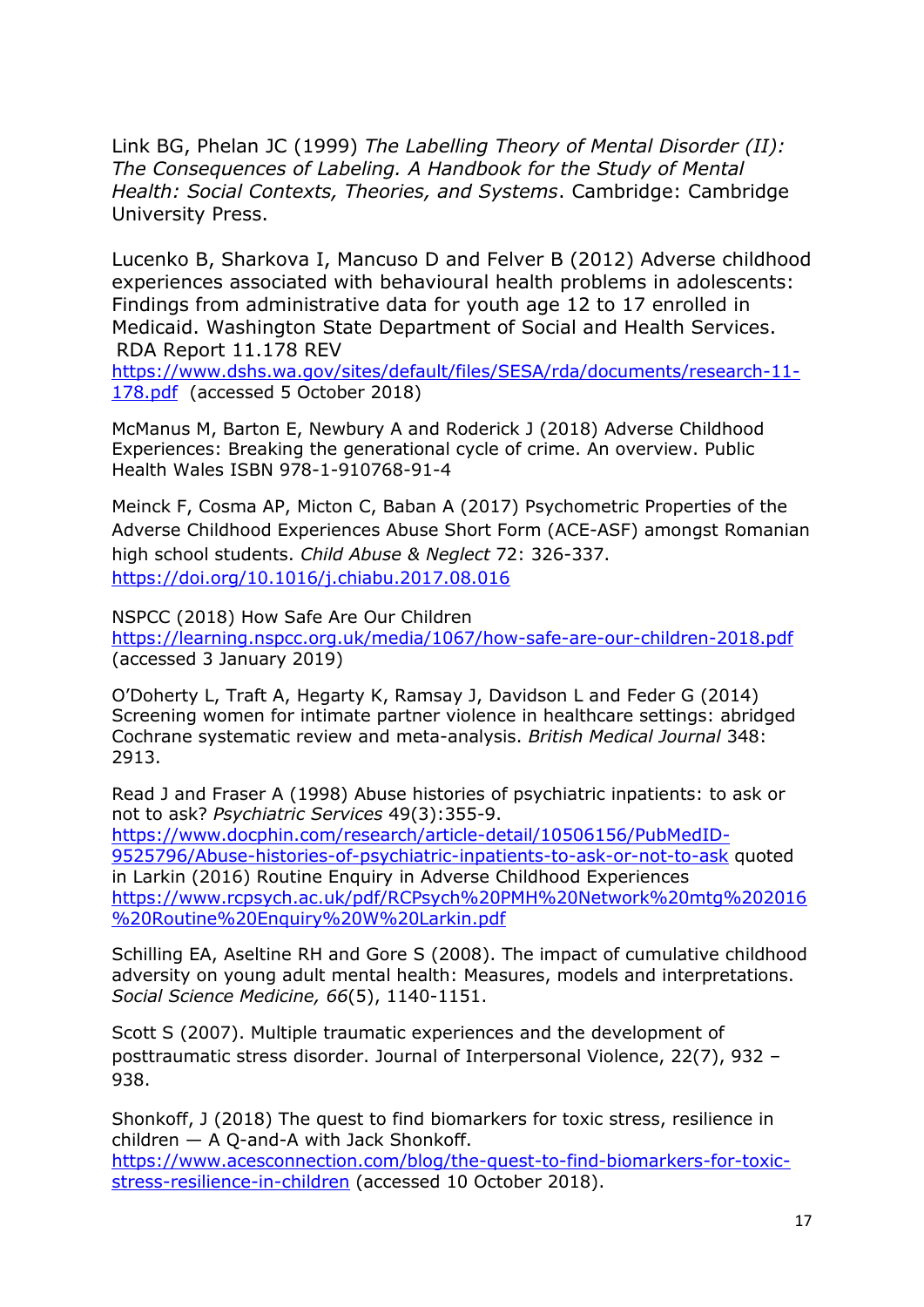Link BG, Phelan JC (1999) *The Labelling Theory of Mental Disorder (II): The Consequences of Labeling. A Handbook for the Study of Mental Health: Social Contexts, Theories, and Systems*. Cambridge: Cambridge University Press.

Lucenko B, Sharkova I, Mancuso D and Felver B (2012) Adverse childhood experiences associated with behavioural health problems in adolescents: Findings from administrative data for youth age 12 to 17 enrolled in Medicaid. Washington State Department of Social and Health Services. RDA Report 11.178 REV https://www.dshs.wa.gov/sites/default/files/SESA/rda/documents/research-11-178.pdf (accessed 5 October 2018)

McManus M, Barton E, Newbury A and Roderick J (2018) Adverse Childhood Experiences: Breaking the generational cycle of crime. An overview. Public Health Wales ISBN 978-1-910768-91-4

Meinck F, Cosma AP, Micton C, Baban A (2017) Psychometric Properties of the Adverse Childhood Experiences Abuse Short Form (ACE-ASF) amongst Romanian high school students. *Child Abuse & Neglect* 72: 326-337. https://doi.org/10.1016/j.chiabu.2017.08.016

NSPCC (2018) How Safe Are Our Children https://learning.nspcc.org.uk/media/1067/how-safe-are-our-children-2018.pdf (accessed 3 January 2019)

O'Doherty L, Traft A, Hegarty K, Ramsay J, Davidson L and Feder G (2014) Screening women for intimate partner violence in healthcare settings: abridged Cochrane systematic review and meta-analysis. *British Medical Journal* 348: 2913.

Read J and Fraser A (1998) Abuse histories of psychiatric inpatients: to ask or not to ask? *Psychiatric Services* 49(3):355-9. https://www.docphin.com/research/article-detail/10506156/PubMedID-9525796/Abuse-histories-of-psychiatric-inpatients-to-ask-or-not-to-ask quoted in Larkin (2016) Routine Enquiry in Adverse Childhood Experiences https://www.rcpsych.ac.uk/pdf/RCPsych%20PMH%20Network%20mtg%202016%20Routine%20Enquiry%20W%20Larkin.pdf

Schilling EA, Aseltine RH and Gore S (2008). The impact of cumulative childhood adversity on young adult mental health: Measures, models and interpretations. *Social Science Medicine, 66*(5), 1140-1151.

Scott S (2007). Multiple traumatic experiences and the development of posttraumatic stress disorder. Journal of Interpersonal Violence, 22(7), 932 – 938.

Shonkoff, J (2018) The quest to find biomarkers for toxic stress, resilience in children — A Q-and-A with Jack Shonkoff. https://www.acesconnection.com/blog/the-quest-to-find-biomarkers-for-toxic-stress-resilience-in-children (accessed 10 October 2018).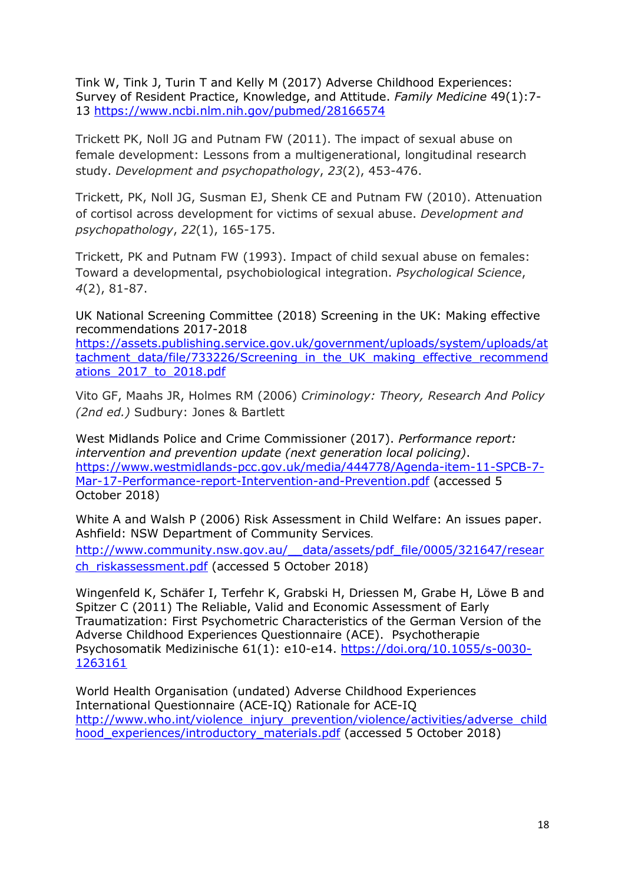Tink W, Tink J, Turin T and Kelly M (2017) Adverse Childhood Experiences: Survey of Resident Practice, Knowledge, and Attitude. *Family Medicine* 49(1):7-13 https://www.ncbi.nlm.nih.gov/pubmed/28166574

Trickett PK, Noll JG and Putnam FW (2011). The impact of sexual abuse on female development: Lessons from a multigenerational, longitudinal research study. *Development and psychopathology*, *23*(2), 453-476.

Trickett, PK, Noll JG, Susman EJ, Shenk CE and Putnam FW (2010). Attenuation of cortisol across development for victims of sexual abuse. *Development and psychopathology*, *22*(1), 165-175.

Trickett, PK and Putnam FW (1993). Impact of child sexual abuse on females: Toward a developmental, psychobiological integration. *Psychological Science*, *4*(2), 81-87.

UK National Screening Committee (2018) Screening in the UK: Making effective recommendations 2017-2018 https://assets.publishing.service.gov.uk/government/uploads/system/uploads/attachment_data/file/733226/Screening_in_the_UK_making_effective_recommendations_2017_to_2018.pdf

Vito GF, Maahs JR, Holmes RM (2006) *Criminology: Theory, Research And Policy (2nd ed.)* Sudbury: Jones & Bartlett

West Midlands Police and Crime Commissioner (2017). *Performance report: intervention and prevention update (next generation local policing)*. https://www.westmidlands-pcc.gov.uk/media/444778/Agenda-item-11-SPCB-7-Mar-17-Performance-report-Intervention-and-Prevention.pdf (accessed 5 October 2018)

White A and Walsh P (2006) Risk Assessment in Child Welfare: An issues paper. Ashfield: NSW Department of Community Services.
http://www.community.nsw.gov.au/__data/assets/pdf_file/0005/321647/research_riskassessment.pdf (accessed 5 October 2018)

Wingenfeld K, Schäfer I, Terfehr K, Grabski H, Driessen M, Grabe H, Löwe B and Spitzer C (2011) The Reliable, Valid and Economic Assessment of Early Traumatization: First Psychometric Characteristics of the German Version of the Adverse Childhood Experiences Questionnaire (ACE). Psychotherapie Psychosomatik Medizinische 61(1): e10-e14. https://doi.org/10.1055/s-0030-1263161

World Health Organisation (undated) Adverse Childhood Experiences International Questionnaire (ACE-IQ) Rationale for ACE-IQ http://www.who.int/violence_injury_prevention/violence/activities/adverse_childhood_experiences/introductory_materials.pdf (accessed 5 October 2018)